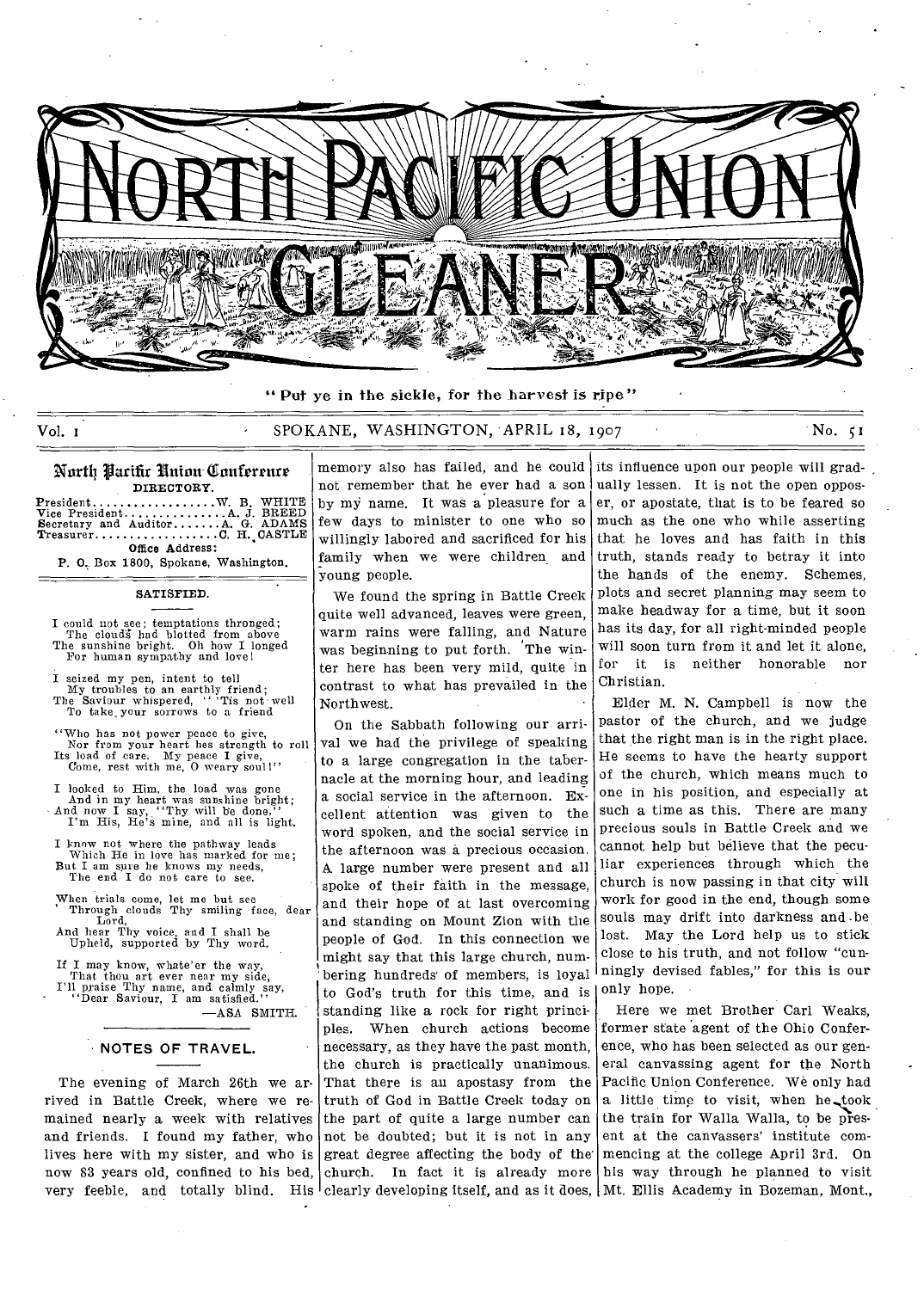# NORTH PACIFIC UNION GLEANER

"Put ye in the sickle, for the harvest is ripe"

Vol. 1 SPOKANE, WASHINGTON, APRIL 18, 1907 No. 51

## North Pacific Union Conference

DIRECTORY.

President.................W. B. WHITE
Vice President...............A. J. BREED
Secretary and Auditor.......A. G. ADAMS
Treasurer.................C. H. CASTLE

Office Address:
P. O. Box 1800, Spokane, Washington.

### SATISFIED.

I could not see; temptations thronged;
The clouds had blotted from above
The sunshine bright. Oh how I longed
For human sympathy and love!

I seized my pen, intent to tell
My troubles to an earthly friend;
The Saviour whispered, "'Tis not well
To take your sorrows to a friend

"Who has not power peace to give,
Nor from your heart hes strength to roll
Its load of care. My peace I give,
Come, rest with me, O weary soul!"

I looked to Him, the load was gone
And in my heart was sunshine bright;
And now I say, "Thy will be done,"
I'm His, He's mine, and all is light.

I know not where the pathway leads
Which He in love has marked for me;
But I am sure he knows my needs,
The end I do not care to see.

When trials come, let me but see
Through clouds Thy smiling face, dear Lord,
And hear Thy voice, and I shall be
Upheld, supported by Thy word.

If I may know, whate'er the way,
That thou art ever near my side,
I'll praise Thy name, and calmly say,
"Dear Saviour, I am satisfied."

—ASA SMITH.

### NOTES OF TRAVEL.

The evening of March 26th we arrived in Battle Creek, where we remained nearly a week with relatives and friends. I found my father, who lives here with my sister, and who is now 83 years old, confined to his bed, very feeble, and totally blind. His memory also has failed, and he could not remember that he ever had a son by my name. It was a pleasure for a few days to minister to one who so willingly labored and sacrificed for his family when we were children and young people.

We found the spring in Battle Creek quite well advanced, leaves were green, warm rains were falling, and Nature was beginning to put forth. The winter here has been very mild, quite in contrast to what has prevailed in the Northwest.

On the Sabbath following our arrival we had the privilege of speaking to a large congregation in the tabernacle at the morning hour, and leading a social service in the afternoon. Excellent attention was given to the word spoken, and the social service in the afternoon was a precious occasion. A large number were present and all spoke of their faith in the message, and their hope of at last overcoming and standing on Mount Zion with the people of God. In this connection we might say that this large church, numbering hundreds of members, is loyal to God's truth for this time, and is standing like a rock for right principles. When church actions become necessary, as they have the past month, the church is practically unanimous. That there is an apostasy from the truth of God in Battle Creek today on the part of quite a large number can not be doubted; but it is not in any great degree affecting the body of the church. In fact it is already more clearly developing itself, and as it does, its influence upon our people will gradually lessen. It is not the open opposer, or apostate, that is to be feared so much as the one who while asserting that he loves and has faith in this truth, stands ready to betray it into the hands of the enemy. Schemes, plots and secret planning may seem to make headway for a time, but it soon has its day, for all right-minded people will soon turn from it and let it alone, for it is neither honorable nor Christian.

Elder M. N. Campbell is now the pastor of the church, and we judge that the right man is in the right place. He seems to have the hearty support of the church, which means much to one in his position, and especially at such a time as this. There are many precious souls in Battle Creek and we cannot help but believe that the peculiar experiences through which the church is now passing in that city will work for good in the end, though some souls may drift into darkness and be lost. May the Lord help us to stick close to his truth, and not follow "cunningly devised fables," for this is our only hope.

Here we met Brother Carl Weaks, former state agent of the Ohio Conference, who has been selected as our general canvassing agent for the North Pacific Union Conference. We only had a little time to visit, when he took the train for Walla Walla, to be present at the canvassers' institute commencing at the college April 3rd. On his way through he planned to visit Mt. Ellis Academy in Bozeman, Mont.,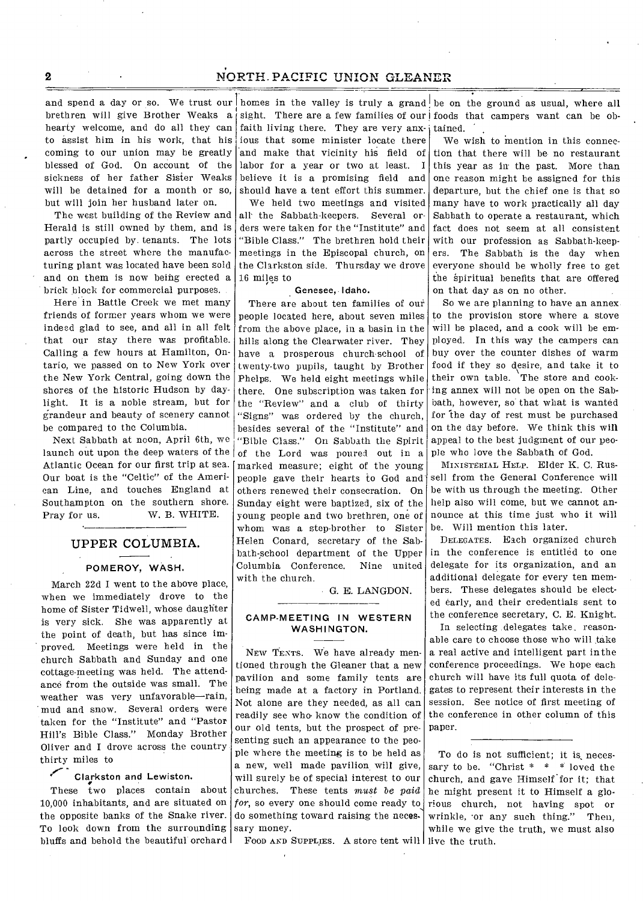and spend a day or so. We trust our brethren will give Brother Weaks a hearty welcome, and do all they can to assist him in his work, that his coming to our union may be greatly blessed of God. On account of the sickness of her father Sister Weaks will be detained for a month or so, but will join her husband later on.

The west building of the Review and Herald is still owned by them, and is partly occupied by tenants. The lots across the street where the manufacturing plant was located have been sold and on them is now being erected a brick block for commercial purposes.

Here in Battle Creek we met many friends of former years whom we were indeed glad to see, and all in all felt that our stay there was profitable. Calling a few hours at Hamilton, Ontario, we passed on to New York over the New York Central, going down the shores of the historic Hudson by daylight. It is a noble stream, but for grandeur and beauty of scenery cannot be compared to the Columbia.

Next Sabbath at noon, April 6th, we launch out upon the deep waters of the Atlantic Ocean for our first trip at sea. Our boat is the "Celtic" of the American Line, and touches England at Southampton on the southern shore. Pray for us. W. B. WHITE.

## UPPER COLUMBIA.

### POMEROY, WASH.

March 22d I went to the above place, when we immediately drove to the home of Sister Tidwell, whose daughter is very sick. She was apparently at the point of death, but has since improved. Meetings were held in the church Sabbath and Sunday and one cottage-meeting was held. The attendance from the outside was small. The weather was very unfavorable—rain, mud and snow. Several orders were taken for the "Institute" and "Pastor Hill's Bible Class." Monday Brother Oliver and I drove across the country thirty miles to

### Clarkston and Lewiston.

These two places contain about 10,000 inhabitants, and are situated on the opposite banks of the Snake river. To look down from the surrounding bluffs and behold the beautiful orchard homes in the valley is truly a grand sight. There are a few families of our faith living there. They are very anxious that some minister locate there and make that vicinity his field of labor for a year or two at least. I believe it is a promising field and should have a tent effort this summer.

We held two meetings and visited all the Sabbath-keepers. Several orders were taken for the "Institute" and "Bible Class." The brethren hold their meetings in the Episcopal church, on the Clarkston side. Thursday we drove 16 miles to

### Genesee, Idaho.

There are about ten families of our people located here, about seven miles from the above place, in a basin in the hills along the Clearwater river. They have a prosperous church-school of twenty-two pupils, taught by Brother Phelps. We held eight meetings while there. One subscription was taken for the "Review" and a club of thirty "Signs" was ordered by the church, besides several of the "Institute" and "Bible Class." On Sabbath the Spirit of the Lord was poured out in a marked measure; eight of the young people gave their hearts to God and others renewed their consecration. On Sunday eight were baptized, six of the young people and two brethren, one of whom was a step-brother to Sister Helen Conard, secretary of the Sabbath-school department of the Upper Columbia Conference. Nine united with the church.

G. E. LANGDON.

## CAMP-MEETING IN WESTERN WASHINGTON.

NEW TENTS. We have already mentioned through the Gleaner that a new pavilion and some family tents are being made at a factory in Portland. Not alone are they needed, as all can readily see who know the condition of our old tents, but the prospect of presenting such an appearance to the people where the meeting is to be held as a new, well made pavilion will give, will surely be of special interest to our churches. These tents *must be paid for*, so every one should come ready to do something toward raising the necessary money.

FOOD AND SUPPLIES. A store tent will be on the ground as usual, where all foods that campers want can be obtained.

We wish to mention in this connection that there will be no restaurant this year as in the past. More than one reason might be assigned for this departure, but the chief one is that so many have to work practically all day Sabbath to operate a restaurant, which fact does not seem at all consistent with our profession as Sabbath-keepers. The Sabbath is the day when everyone should be wholly free to get the spiritual benefits that are offered on that day as on no other.

So we are planning to have an annex to the provision store where a stove will be placed, and a cook will be employed. In this way the campers can buy over the counter dishes of warm food if they so desire, and take it to their own table. The store and cooking annex will not be open on the Sabbath, however, so that what is wanted for the day of rest must be purchased on the day before. We think this will appeal to the best judgment of our people who love the Sabbath of God.

MINISTERIAL HELP. Elder K. C. Russell from the General Conference will be with us through the meeting. Other help also will come, but we cannot announce at this time just who it will be. Will mention this later.

DELEGATES. Each organized church in the conference is entitled to one delegate for its organization, and an additional delegate for every ten members. These delegates should be elected early, and their credentials sent to the conference secretary, C. E. Knight.

In selecting delegates take reasonable care to choose those who will take a real active and intelligent part in the conference proceedings. We hope each church will have its full quota of delegates to represent their interests in the session. See notice of first meeting of the conference in other column of this paper.

---

To do is not sufficient; it is necessary to be. "Christ * * * loved the church, and gave Himself for it; that he might present it to Himself a glorious church, not having spot or wrinkle, or any such thing." Then, while we give the truth, we must also live the truth.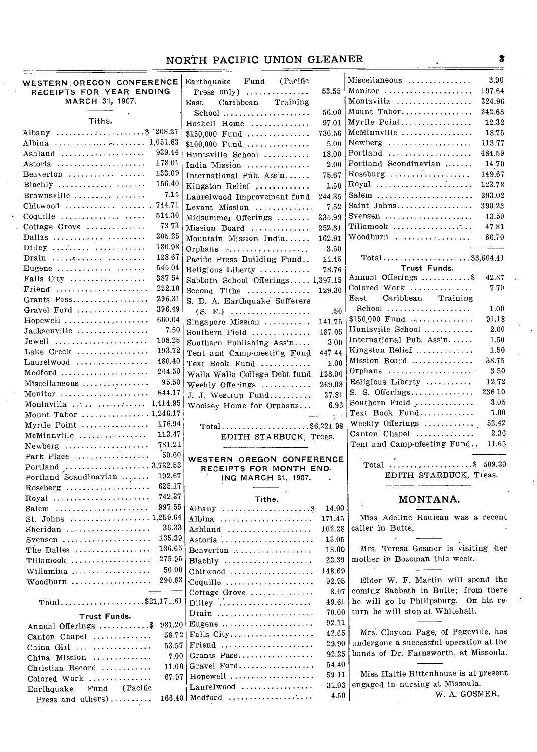## WESTERN OREGON CONFERENCE RECEIPTS FOR YEAR ENDING MARCH 31, 1907.

### Tithe.

| | |
|---|---|
| Albany | $ 208.27 |
| Albina | 1,051.63 |
| Ashland | 939.44 |
| Astoria | 178.01 |
| Beaverton | 133.09 |
| Blachly | 156.40 |
| Brownsville | 7.15 |
| Chitwood | 744.71 |
| Coquille | 514.30 |
| Cottage Grove | 73.73 |
| Dallas | 305.25 |
| Dilley | 180.98 |
| Drain | 128.67 |
| Eugene | 545.04 |
| Falls City | 387.54 |
| Friend | 222.10 |
| Grants Pass | 296.31 |
| Gravel Ford | 396.49 |
| Hopewell | 660.04 |
| Jacksonville | 7.50 |
| Jewell | 108.25 |
| Lake Creek | 193.72 |
| Laurelwood | 480.40 |
| Medford | 204.50 |
| Miscellaneous | 95.50 |
| Monitor | 644.17 |
| Montavilla | 1,414.95 |
| Mount Tabor | 1,246.17 |
| Myrtle Point | 176.94 |
| McMinnville | 113.47 |
| Newberg | 781.21 |
| Park Place | 50.60 |
| Portland | 3,732.53 |
| Portland Scandinavian | 192.67 |
| Roseberg | 625.17 |
| Royal | 742.37 |
| Salem | 997.55 |
| St. Johns | 1,259.64 |
| Sheridan | 36.33 |
| Svensen | 135.39 |
| The Dalles | 186.65 |
| Tillamook | 275.95 |
| Willamina | 50.00 |
| Woodburn | 290.83 |
| Total | $21,171.61 |

### Trust Funds.

| | |
|---|---|
| Annual Offerings | $ 981.20 |
| Canton Chapel | 58.72 |
| China Girl | 53.57 |
| China Mission | 7.00 |
| Christian Record | 11.00 |
| Colored Work | 67.97 |
| Earthquake Fund (Pacific Press and others) | 166.40 |
| Earthquake Fund (Pacific Press only) | 53.55 |
| East Caribbean Training School | 56.00 |
| Haskell Home | 97.01 |
| $150,000 Fund | 736.56 |
| $100,000 Fund | 5.00 |
| Huntsville School | 18.00 |
| India Mission | 2.00 |
| International Pub. Ass'n | 75.67 |
| Kingston Relief | 1.50 |
| Laurelwood Improvement fund | 244.35 |
| Levant Mission | 7.52 |
| Midsummer Offerings | 335.99 |
| Mission Board | 252.31 |
| Mountain Mission India | 162.91 |
| Orphans | 3.50 |
| Pacific Press Building Fund | 11.45 |
| Religious Liberty | 78.76 |
| Sabbath School Offerings | 1,397.15 |
| Second Tithe | 129.30 |
| S. D. A. Earthquake Sufferers (S. F.) | .50 |
| Singapore Mission | 141.75 |
| Southern Field | 187.05 |
| Southern Publishing Ass'n | 3.00 |
| Tent and Camp-meeting Fund | 447.44 |
| Text Book Fund | 1.00 |
| Walla Walla College Debt fund | 123.00 |
| Weekly Offerings | 269.08 |
| J. J. Westrup Fund | 27.81 |
| Woolsey Home for Orphans | 6.96 |
| Total | $6,221.98 |

EDITH STARBUCK, Treas.

---

## WESTERN OREGON CONFERENCE RECEIPTS FOR MONTH ENDING MARCH 31, 1907.

### Tithe.

| | |
|---|---|
| Albany | $ 14.00 |
| Albina | 171.45 |
| Ashland | 102.28 |
| Astoria | 13.05 |
| Beaverton | 13.00 |
| Blachly | 22.39 |
| Chitwood | 148.69 |
| Coquille | 92.95 |
| Cottage Grove | 3.07 |
| Dilley | 49.61 |
| Drain | 70.00 |
| Eugene | 92.11 |
| Falls City | 42.65 |
| Friend | 29.90 |
| Grants Pass | 92.25 |
| Gravel Ford | 54.40 |
| Hopewell | 59.11 |
| Laurelwood | 31.03 |
| Medford | 4.50 |
| Miscellaneous | 3.90 |
| Monitor | 197.64 |
| Montavilla | 324.96 |
| Mount Tabor | 242.63 |
| Myrtle Point | 12.32 |
| McMinnville | 18.75 |
| Newberg | 113.77 |
| Portland | 484.59 |
| Portland Scandinavian | 14.70 |
| Roseburg | 149.67 |
| Royal | 123.78 |
| Salem | 293.02 |
| Saint Johns | 390.23 |
| Svensen | 13.50 |
| Tillamook | 47.81 |
| Woodburn | 66.70 |
| Total | $3,604.41 |

### Trust Funds.

| | |
|---|---|
| Annual Offerings | $ 42.87 |
| Colored Work | 7.70 |
| East Caribbean Training School | 1.00 |
| $150,000 Fund | 91.18 |
| Huntsville School | 2.00 |
| International Pub. Ass'n | 1.50 |
| Kingston Relief | 1.50 |
| Mission Board | 38.75 |
| Orphans | 3.50 |
| Religious Liberty | 12.72 |
| S. S. Offerings | 236.10 |
| Southern Field | 3.05 |
| Text Book Fund | 1.00 |
| Weekly Offerings | 52.42 |
| Canton Chapel | 2.36 |
| Tent and Camp-meeting Fund | 11.65 |
| Total | $ 509.30 |

EDITH STARBUCK, Treas.

---

## MONTANA.

Miss Adeline Rouleau was a recent caller in Butte.

Mrs. Teresa Gosmer is visiting her mother in Bozeman this week.

Elder W. F. Martin will spend the coming Sabbath in Butte; from there he will go to Philipsburg. On his return he will stop at Whitehall.

Mrs. Clayton Page, of Pageville, has undergone a successful operation at the hands of Dr. Farnsworth, at Missoula.

Miss Hattie Rittenhouse is at present engaged in nursing at Missoula.

W. A. GOSMER.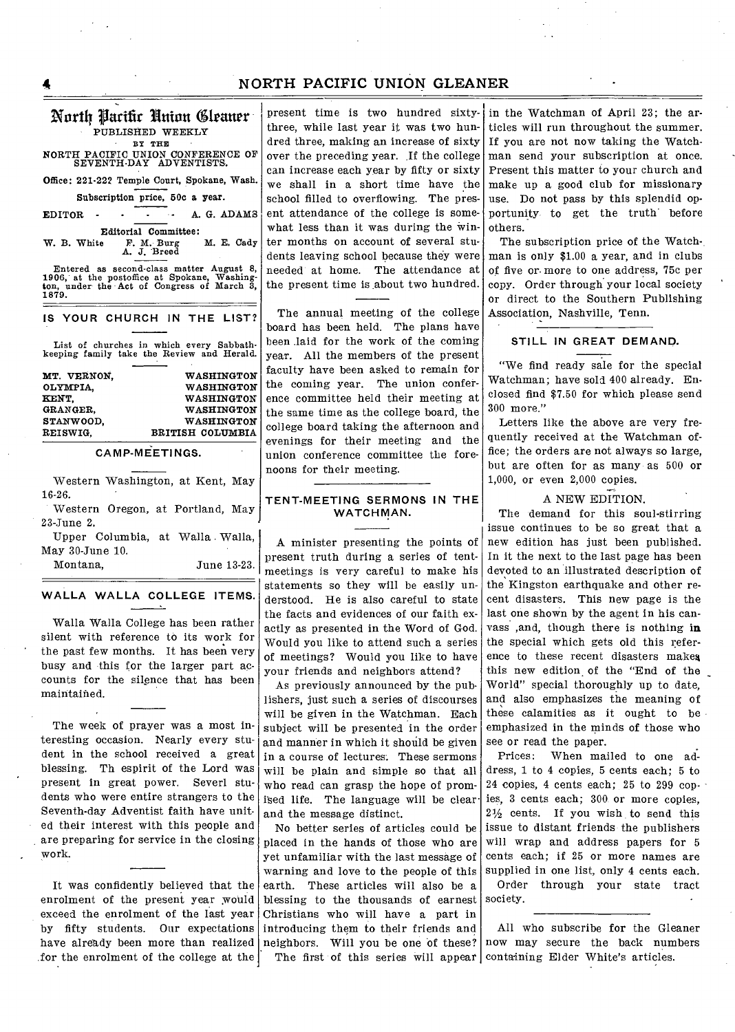# North Pacific Union Gleaner

PUBLISHED WEEKLY

BY THE

NORTH PACIFIC UNION CONFERENCE OF SEVENTH-DAY ADVENTISTS.

Office: 221-222 Temple Court, Spokane, Wash.

Subscription price, 50c a year.

EDITOR - - - - A. G. ADAMS

Editorial Committee:

W. B. White F. M. Burg M. E. Cady A. J. Breed

Entered as second-class matter August 8, 1906, at the postoffice at Spokane, Washington, under the Act of Congress of March 3, 1879.

## IS YOUR CHURCH IN THE LIST?

List of churches in which every Sabbath-keeping family take the Review and Herald.

| | |
|---|---|
| MT. VERNON, | WASHINGTON |
| OLYMPIA, | WASHINGTON |
| KENT, | WASHINGTON |
| GRANGER, | WASHINGTON |
| STANWOOD, | WASHINGTON |
| REISWIG, | BRITISH COLUMBIA |

## CAMP-MEETINGS.

Western Washington, at Kent, May 16-26.

Western Oregon, at Portland, May 23-June 2.

Upper Columbia, at Walla Walla, May 30-June 10.

Montana, June 13-23.

## WALLA WALLA COLLEGE ITEMS.

Walla Walla College has been rather silent with reference to its work for the past few months. It has been very busy and this for the larger part accounts for the silence that has been maintained.

The week of prayer was a most interesting occasion. Nearly every student in the school received a great blessing. Th espirit of the Lord was present in great power. Severl students who were entire strangers to the Seventh-day Adventist faith have united their interest with this people and are preparing for service in the closing work.

It was confidently believed that the enrolment of the present year would exceed the enrolment of the last year by fifty students. Our expectations have already been more than realized for the enrolment of the college at the present time is two hundred sixty-three, while last year it was two hundred three, making an increase of sixty over the preceding year. If the college can increase each year by fifty or sixty we shall in a short time have the school filled to overflowing. The present attendance of the college is somewhat less than it was during the winter months on account of several students leaving school because they were needed at home. The attendance at the present time is about two hundred.

The annual meeting of the college board has been held. The plans have been laid for the work of the coming year. All the members of the present faculty have been asked to remain for the coming year. The union conference committee held their meeting at the same time as the college board, the college board taking the afternoon and evenings for their meeting and the union conference committee the forenoons for their meeting.

## TENT-MEETING SERMONS IN THE WATCHMAN.

A minister presenting the points of present truth during a series of tent-meetings is very careful to make his statements so they will be easily understood. He is also careful to state the facts and evidences of our faith exactly as presented in the Word of God. Would you like to attend such a series of meetings? Would you like to have your friends and neighbors attend?

As previously announced by the publishers, just such a series of discourses will be given in the Watchman. Each subject will be presented in the order and manner in which it should be given in a course of lectures. These sermons will be plain and simple so that all who read can grasp the hope of promised life. The language will be clear and the message distinct.

No better series of articles could be placed in the hands of those who are yet unfamiliar with the last message of warning and love to the people of this earth. These articles will also be a blessing to the thousands of earnest Christians who will have a part in introducing them to their friends and neighbors. Will you be one of these?

The first of this series will appear in the Watchman of April 23; the articles will run throughout the summer. If you are not now taking the Watchman send your subscription at once. Present this matter to your church and make up a good club for missionary use. Do not pass by this splendid opportunity to get the truth before others.

The subscription price of the Watchman is only $1.00 a year, and in clubs of five or more to one address, 75c per copy. Order through your local society or direct to the Southern Publishing Association, Nashville, Tenn.

## STILL IN GREAT DEMAND.

"We find ready sale for the special Watchman; have sold 400 already. Enclosed find $7.50 for which please send 300 more."

Letters like the above are very frequently received at the Watchman office; the orders are not always so large, but are often for as many as 500 or 1,000, or even 2,000 copies.

### A NEW EDITION.

The demand for this soul-stirring issue continues to be so great that a new edition has just been published. In it the next to the last page has been devoted to an illustrated description of the Kingston earthquake and other recent disasters. This new page is the last one shown by the agent in his canvass ,and, though there is nothing in the special which gets old this reference to these recent disasters makes this new edition of the "End of the World" special thoroughly up to date, and also emphasizes the meaning of these calamities as it ought to be emphasized in the minds of those who see or read the paper.

Prices: When mailed to one address, 1 to 4 copies, 5 cents each; 5 to 24 copies, 4 cents each; 25 to 299 copies, 3 cents each; 300 or more copies, 2½ cents. If you wish to send this issue to distant friends the publishers will wrap and address papers for 5 cents each; if 25 or more names are supplied in one list, only 4 cents each.

Order through your state tract society.

All who subscribe for the Gleaner now may secure the back numbers containing Elder White's articles.